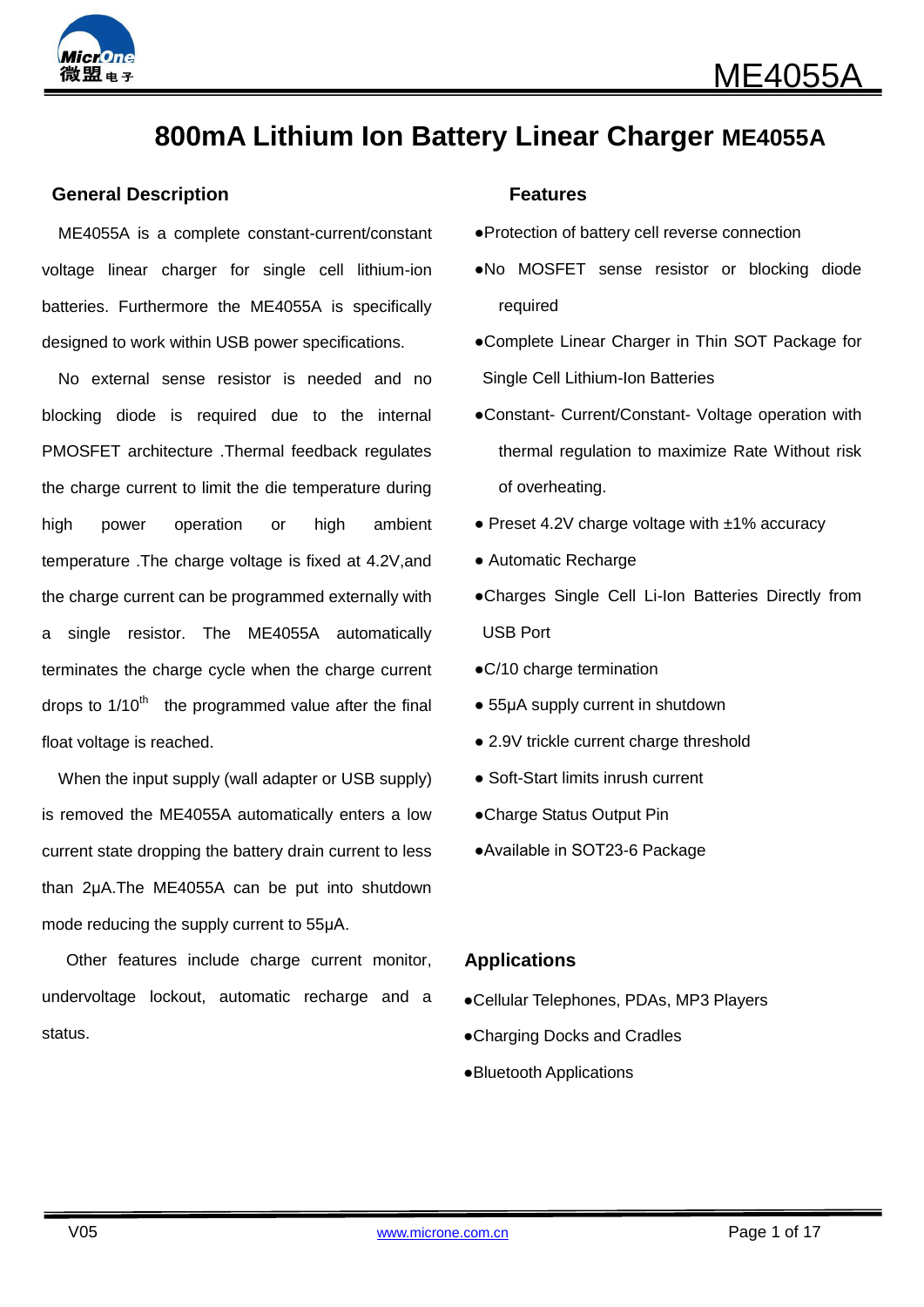# 800mA Lithium Ion Battery Linear Charger ME4055A

## General Description

ME4055A is a complete constant-current/constant voltage linear charger for single cell lithium-ion batteries. Furthermore the ME4055A is specifically designed to work within USB power specifications.

No external sense resistor is needed and no blocking diode is required due to the internal PMOSFET architecture .Thermal feedback regulates the charge current to limit the die temperature during high power operation or high ambient temperature .The charge voltage is fixed at 4.2V,and the charge current can be programmed externally with a single resistor. The ME4055A automatically terminates the charge cycle when the charge current drops to 1/10$^{th}$ the programmed value after the final float voltage is reached.

When the input supply (wall adapter or USB supply) is removed the ME4055A automatically enters a low current state dropping the battery drain current to less than 2μA.The ME4055A can be put into shutdown mode reducing the supply current to 55μA.

Other features include charge current monitor, undervoltage lockout, automatic recharge and a status.

## Features

- Protection of battery cell reverse connection
- No MOSFET sense resistor or blocking diode required
- Complete Linear Charger in Thin SOT Package for Single Cell Lithium-Ion Batteries
- Constant- Current/Constant- Voltage operation with thermal regulation to maximize Rate Without risk of overheating.
- Preset 4.2V charge voltage with ±1% accuracy
- Automatic Recharge
- Charges Single Cell Li-Ion Batteries Directly from USB Port
- C/10 charge termination
- 55μA supply current in shutdown
- 2.9V trickle current charge threshold
- Soft-Start limits inrush current
- Charge Status Output Pin
- Available in SOT23-6 Package

## Applications

- Cellular Telephones, PDAs, MP3 Players
- Charging Docks and Cradles
- Bluetooth Applications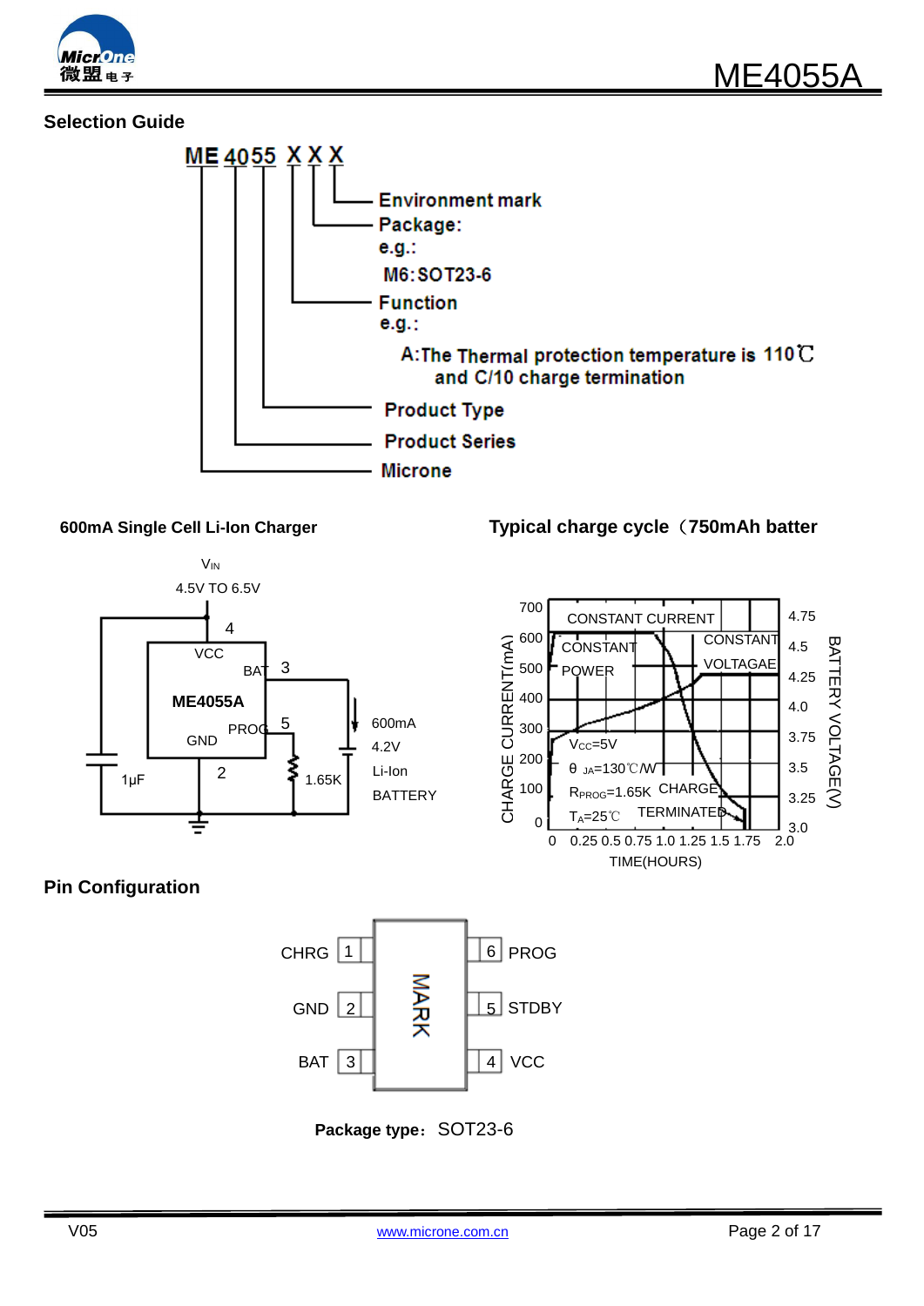## Selection Guide

ME 4055 X X X

- Environment mark
- Package:
  e.g.:
  M6:SOT23-6
- Function
  e.g.:
  A:The Thermal protection temperature is 110℃ and C/10 charge termination
- Product Type
- Product Series
- Microne

**600mA Single Cell Li-Ion Charger**

$V_{IN}$ 4.5V TO 6.5V

ME4055A: VCC (4), BAT (3), PROG (5), GND (2); 1μF; 1.65K; 600mA 4.2V Li-Ion BATTERY

**Typical charge cycle（750mAh batter**

CONSTANT CURRENT; CONSTANT POWER; CONSTANT VOLTAGAE; $V_{CC}$=5V; θ $_{JA}$=130℃/W; $R_{PROG}$=1.65K; $T_A$=25℃; CHARGE TERMINATED

CHARGE CURRENT(mA): 0, 100, 200, 300, 400, 500, 600, 700

BATTERY VOLTAGE(V): 3.0, 3.25, 3.5, 3.75, 4.0, 4.25, 4.5, 4.75

TIME(HOURS): 0, 0.25, 0.5, 0.75, 1.0, 1.25, 1.5, 1.75, 2.0

## Pin Configuration

| Pin | Name | | Pin | Name |
|---|---|---|---|---|
| 1 | CHRG | | 6 | PROG |
| 2 | GND | MARK | 5 | STDBY |
| 3 | BAT | | 4 | VCC |

**Package type：** SOT23-6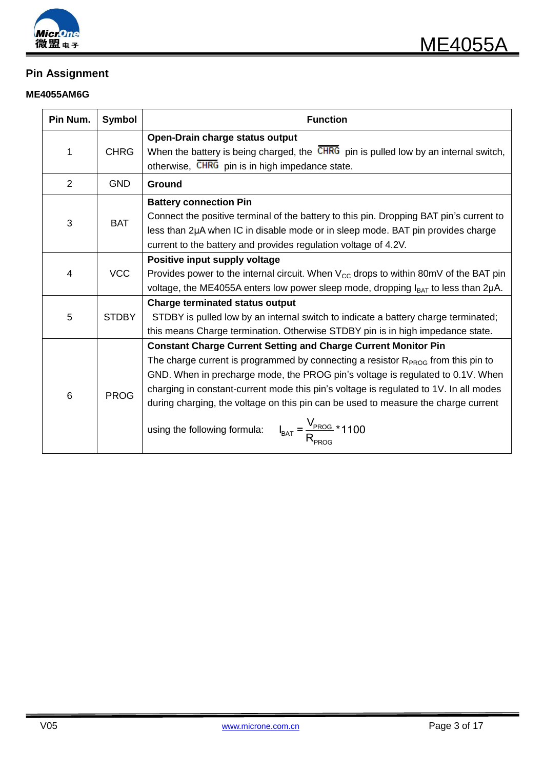## Pin Assignment

### ME4055AM6G

| Pin Num. | Symbol | Function |
|---|---|---|
| 1 | CHRG | **Open-Drain charge status output**<br>When the battery is being charged, the $\overline{\text{CHRG}}$ pin is pulled low by an internal switch, otherwise, $\overline{\text{CHRG}}$ pin is in high impedance state. |
| 2 | GND | **Ground** |
| 3 | BAT | **Battery connection Pin**<br>Connect the positive terminal of the battery to this pin. Dropping BAT pin's current to less than 2μA when IC in disable mode or in sleep mode. BAT pin provides charge current to the battery and provides regulation voltage of 4.2V. |
| 4 | VCC | **Positive input supply voltage**<br>Provides power to the internal circuit. When $V_{CC}$ drops to within 80mV of the BAT pin voltage, the ME4055A enters low power sleep mode, dropping $I_{BAT}$ to less than 2μA. |
| 5 | STDBY | **Charge terminated status output**<br>STDBY is pulled low by an internal switch to indicate a battery charge terminated; this means Charge termination. Otherwise STDBY pin is in high impedance state. |
| 6 | PROG | **Constant Charge Current Setting and Charge Current Monitor Pin**<br>The charge current is programmed by connecting a resistor $R_{PROG}$ from this pin to GND. When in precharge mode, the PROG pin's voltage is regulated to 0.1V. When charging in constant-current mode this pin's voltage is regulated to 1V. In all modes during charging, the voltage on this pin can be used to measure the charge current using the following formula: $I_{BAT} = \frac{V_{PROG}}{R_{PROG}} * 1100$ |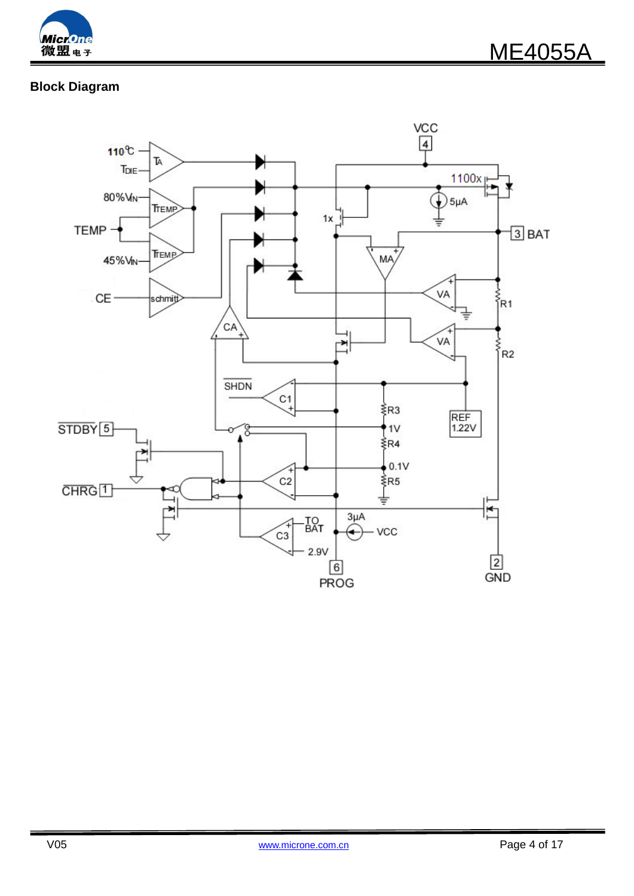## Block Diagram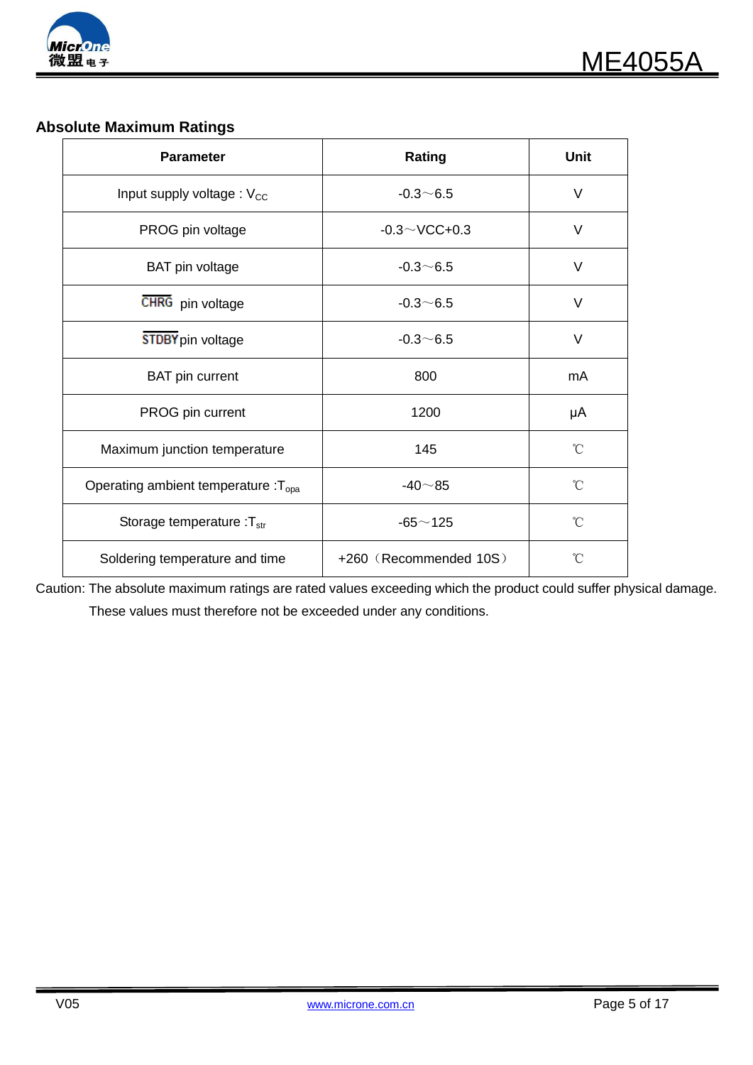## Absolute Maximum Ratings

| Parameter | Rating | Unit |
|---|---|---|
| Input supply voltage : $V_{CC}$ | -0.3～6.5 | V |
| PROG pin voltage | -0.3～VCC+0.3 | V |
| BAT pin voltage | -0.3～6.5 | V |
| $\overline{CHRG}$ pin voltage | -0.3～6.5 | V |
| $\overline{STDBY}$ pin voltage | -0.3～6.5 | V |
| BAT pin current | 800 | mA |
| PROG pin current | 1200 | μA |
| Maximum junction temperature | 145 | ℃ |
| Operating ambient temperature :$T_{opa}$ | -40～85 | ℃ |
| Storage temperature :$T_{str}$ | -65～125 | ℃ |
| Soldering temperature and time | +260（Recommended 10S） | ℃ |

Caution: The absolute maximum ratings are rated values exceeding which the product could suffer physical damage. These values must therefore not be exceeded under any conditions.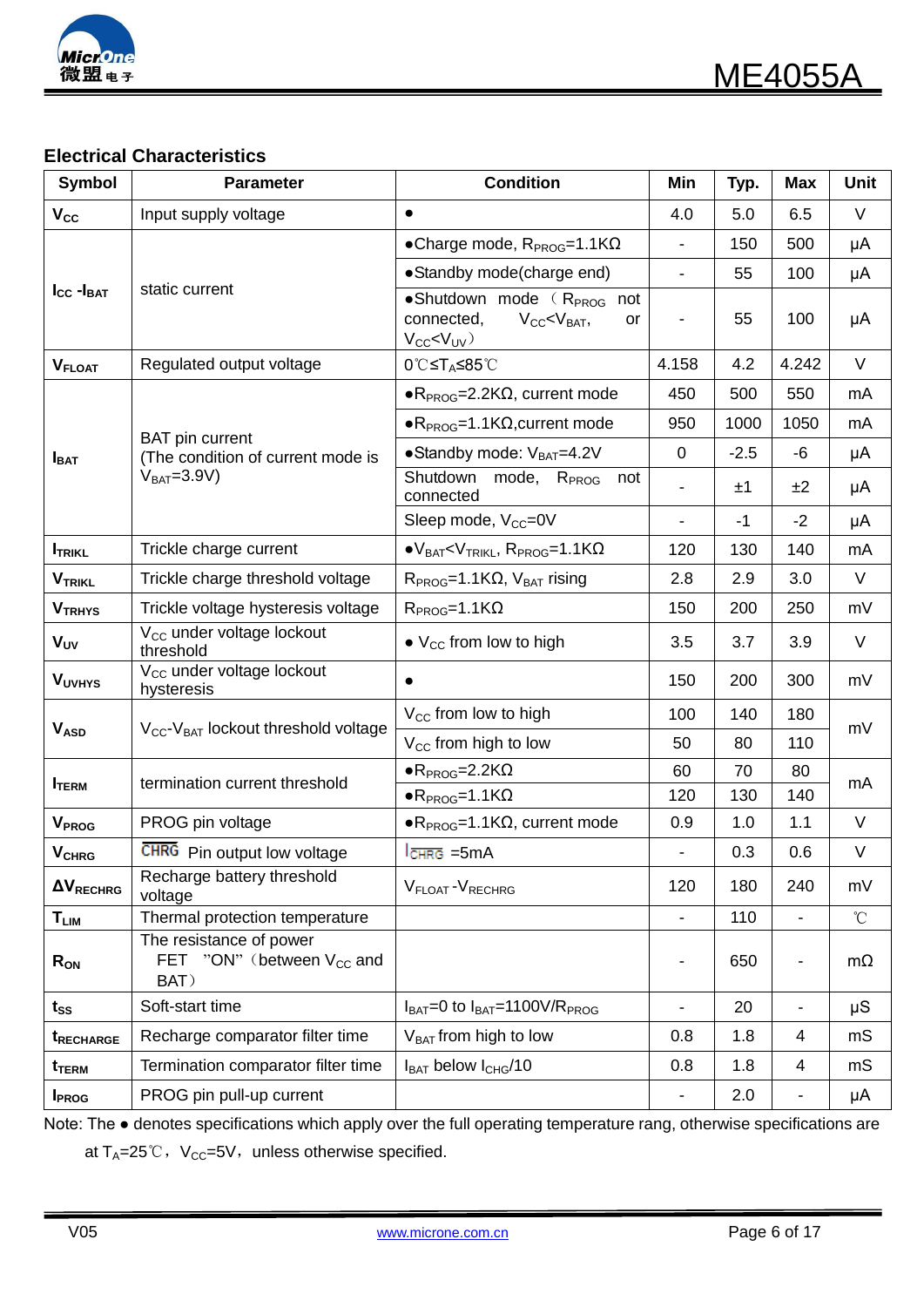## Electrical Characteristics

| Symbol | Parameter | Condition | Min | Typ. | Max | Unit |
|---|---|---|---|---|---|---|
| $V_{CC}$ | Input supply voltage | ● | 4.0 | 5.0 | 6.5 | V |
| $I_{CC}$ -$I_{BAT}$ | static current | ●Charge mode, $R_{PROG}$=1.1KΩ | - | 150 | 500 | μA |
| | | ●Standby mode(charge end) | - | 55 | 100 | μA |
| | | ●Shutdown mode（$R_{PROG}$ not connected, $V_{CC}$<$V_{BAT}$, or $V_{CC}$<$V_{UV}$） | - | 55 | 100 | μA |
| $V_{FLOAT}$ | Regulated output voltage | 0℃≤$T_A$≤85℃ | 4.158 | 4.2 | 4.242 | V |
| $I_{BAT}$ | BAT pin current (The condition of current mode is $V_{BAT}$=3.9V) | ●$R_{PROG}$=2.2KΩ, current mode | 450 | 500 | 550 | mA |
| | | ●$R_{PROG}$=1.1KΩ,current mode | 950 | 1000 | 1050 | mA |
| | | ●Standby mode: $V_{BAT}$=4.2V | 0 | -2.5 | -6 | μA |
| | | Shutdown mode, $R_{PROG}$ not connected | - | ±1 | ±2 | μA |
| | | Sleep mode, $V_{CC}$=0V | - | -1 | -2 | μA |
| $I_{TRIKL}$ | Trickle charge current | ●$V_{BAT}$<$V_{TRIKL}$, $R_{PROG}$=1.1KΩ | 120 | 130 | 140 | mA |
| $V_{TRIKL}$ | Trickle charge threshold voltage | $R_{PROG}$=1.1KΩ, $V_{BAT}$ rising | 2.8 | 2.9 | 3.0 | V |
| $V_{TRHYS}$ | Trickle voltage hysteresis voltage | $R_{PROG}$=1.1KΩ | 150 | 200 | 250 | mV |
| $V_{UV}$ | $V_{CC}$ under voltage lockout threshold | ● $V_{CC}$ from low to high | 3.5 | 3.7 | 3.9 | V |
| $V_{UVHYS}$ | $V_{CC}$ under voltage lockout hysteresis | ● | 150 | 200 | 300 | mV |
| $V_{ASD}$ | $V_{CC}$-$V_{BAT}$ lockout threshold voltage | $V_{CC}$ from low to high | 100 | 140 | 180 | mV |
| | | $V_{CC}$ from high to low | 50 | 80 | 110 | |
| $I_{TERM}$ | termination current threshold | ●$R_{PROG}$=2.2KΩ | 60 | 70 | 80 | mA |
| | | ●$R_{PROG}$=1.1KΩ | 120 | 130 | 140 | |
| $V_{PROG}$ | PROG pin voltage | ●$R_{PROG}$=1.1KΩ, current mode | 0.9 | 1.0 | 1.1 | V |
| $V_{CHRG}$ | $\overline{CHRG}$ Pin output low voltage | $I_{\overline{CHRG}}$ =5mA | - | 0.3 | 0.6 | V |
| $\Delta V_{RECHRG}$ | Recharge battery threshold voltage | $V_{FLOAT}$ -$V_{RECHRG}$ | 120 | 180 | 240 | mV |
| $T_{LIM}$ | Thermal protection temperature | | - | 110 | - | ℃ |
| $R_{ON}$ | The resistance of power FET "ON"（between $V_{CC}$ and BAT） | | - | 650 | - | mΩ |
| $t_{SS}$ | Soft-start time | $I_{BAT}$=0 to $I_{BAT}$=1100V/$R_{PROG}$ | - | 20 | - | μS |
| $t_{RECHARGE}$ | Recharge comparator filter time | $V_{BAT}$ from high to low | 0.8 | 1.8 | 4 | mS |
| $t_{TERM}$ | Termination comparator filter time | $I_{BAT}$ below $I_{CHG}$/10 | 0.8 | 1.8 | 4 | mS |
| $I_{PROG}$ | PROG pin pull-up current | | - | 2.0 | - | μA |

Note: The ● denotes specifications which apply over the full operating temperature rang, otherwise specifications are at $T_A$=25℃，$V_{CC}$=5V，unless otherwise specified.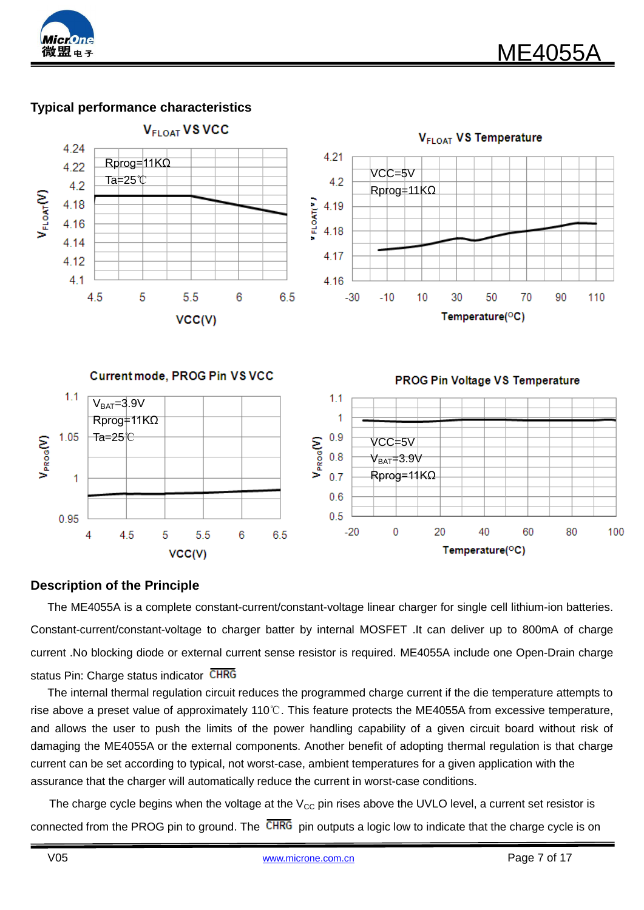## Typical performance characteristics

$V_{FLOAT}$ VS VCC

Rprog=11KΩ
Ta=25℃

$V_{FLOAT}$(V): 4.24, 4.22, 4.2, 4.18, 4.16, 4.14, 4.12, 4.1

VCC(V): 4.5, 5, 5.5, 6, 6.5

$V_{FLOAT}$ VS Temperature

VCC=5V
Rprog=11KΩ

$V_{FLOAT}$(V): 4.21, 4.2, 4.19, 4.18, 4.17, 4.16

Temperature(°C): -30, -10, 10, 30, 50, 70, 90, 110

Current mode, PROG Pin VS VCC

$V_{BAT}$=3.9V
Rprog=11KΩ
Ta=25℃

$V_{PROG}$(V): 1.1, 1.05, 1, 0.95

VCC(V): 4, 4.5, 5, 5.5, 6, 6.5

PROG Pin Voltage VS Temperature

VCC=5V
$V_{BAT}$=3.9V
Rprog=11KΩ

$V_{PROG}$(V): 1.1, 1, 0.9, 0.8, 0.7, 0.6, 0.5

Temperature(°C): -20, 0, 20, 40, 60, 80, 100

## Description of the Principle

The ME4055A is a complete constant-current/constant-voltage linear charger for single cell lithium-ion batteries. Constant-current/constant-voltage to charger batter by internal MOSFET .It can deliver up to 800mA of charge current .No blocking diode or external current sense resistor is required. ME4055A include one Open-Drain charge status Pin: Charge status indicator $\overline{CHRG}$

The internal thermal regulation circuit reduces the programmed charge current if the die temperature attempts to rise above a preset value of approximately 110℃. This feature protects the ME4055A from excessive temperature, and allows the user to push the limits of the power handling capability of a given circuit board without risk of damaging the ME4055A or the external components. Another benefit of adopting thermal regulation is that charge current can be set according to typical, not worst-case, ambient temperatures for a given application with the assurance that the charger will automatically reduce the current in worst-case conditions.

The charge cycle begins when the voltage at the $V_{CC}$ pin rises above the UVLO level, a current set resistor is connected from the PROG pin to ground. The $\overline{CHRG}$ pin outputs a logic low to indicate that the charge cycle is on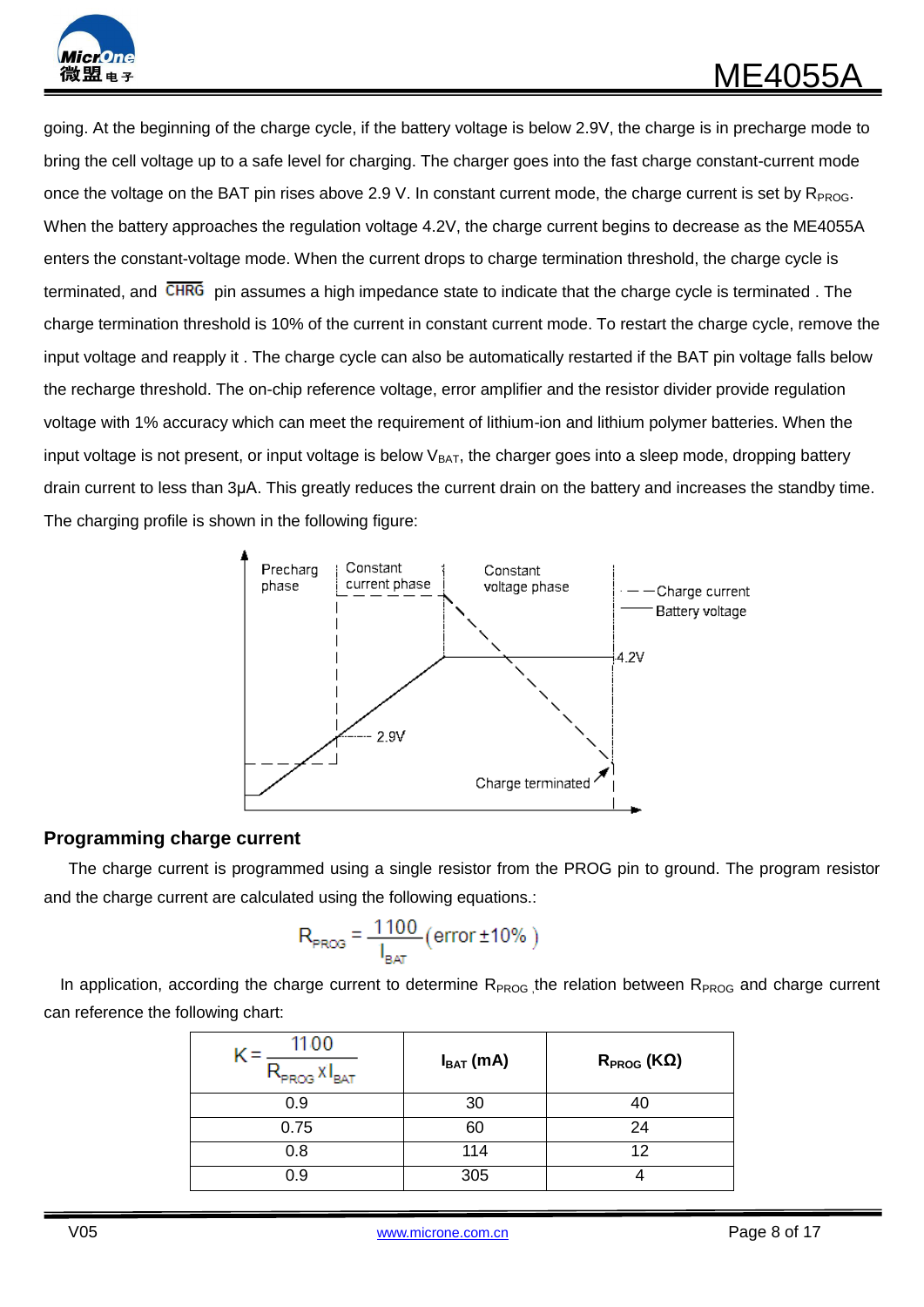going. At the beginning of the charge cycle, if the battery voltage is below 2.9V, the charge is in precharge mode to bring the cell voltage up to a safe level for charging. The charger goes into the fast charge constant-current mode once the voltage on the BAT pin rises above 2.9 V. In constant current mode, the charge current is set by $R_{PROG}$. When the battery approaches the regulation voltage 4.2V, the charge current begins to decrease as the ME4055A enters the constant-voltage mode. When the current drops to charge termination threshold, the charge cycle is terminated, and $\overline{CHRG}$ pin assumes a high impedance state to indicate that the charge cycle is terminated . The charge termination threshold is 10% of the current in constant current mode. To restart the charge cycle, remove the input voltage and reapply it . The charge cycle can also be automatically restarted if the BAT pin voltage falls below the recharge threshold. The on-chip reference voltage, error amplifier and the resistor divider provide regulation voltage with 1% accuracy which can meet the requirement of lithium-ion and lithium polymer batteries. When the input voltage is not present, or input voltage is below $V_{BAT}$, the charger goes into a sleep mode, dropping battery drain current to less than 3μA. This greatly reduces the current drain on the battery and increases the standby time. The charging profile is shown in the following figure:

Precharg phase | Constant current phase | Constant voltage phase | — — Charge current | —— Battery voltage | 4.2V | 2.9V | Charge terminated

## Programming charge current

The charge current is programmed using a single resistor from the PROG pin to ground. The program resistor and the charge current are calculated using the following equations.:

$$R_{PROG} = \frac{1100}{I_{BAT}} \text{(error} \pm 10\% \text{)}$$

In application, according the charge current to determine $R_{PROG}$ ,the relation between $R_{PROG}$ and charge current can reference the following chart:

| $K = \frac{1100}{R_{PROG} \times I_{BAT}}$ | $I_{BAT}$ (mA) | $R_{PROG}$ (KΩ) |
|---|---|---|
| 0.9 | 30 | 40 |
| 0.75 | 60 | 24 |
| 0.8 | 114 | 12 |
| 0.9 | 305 | 4 |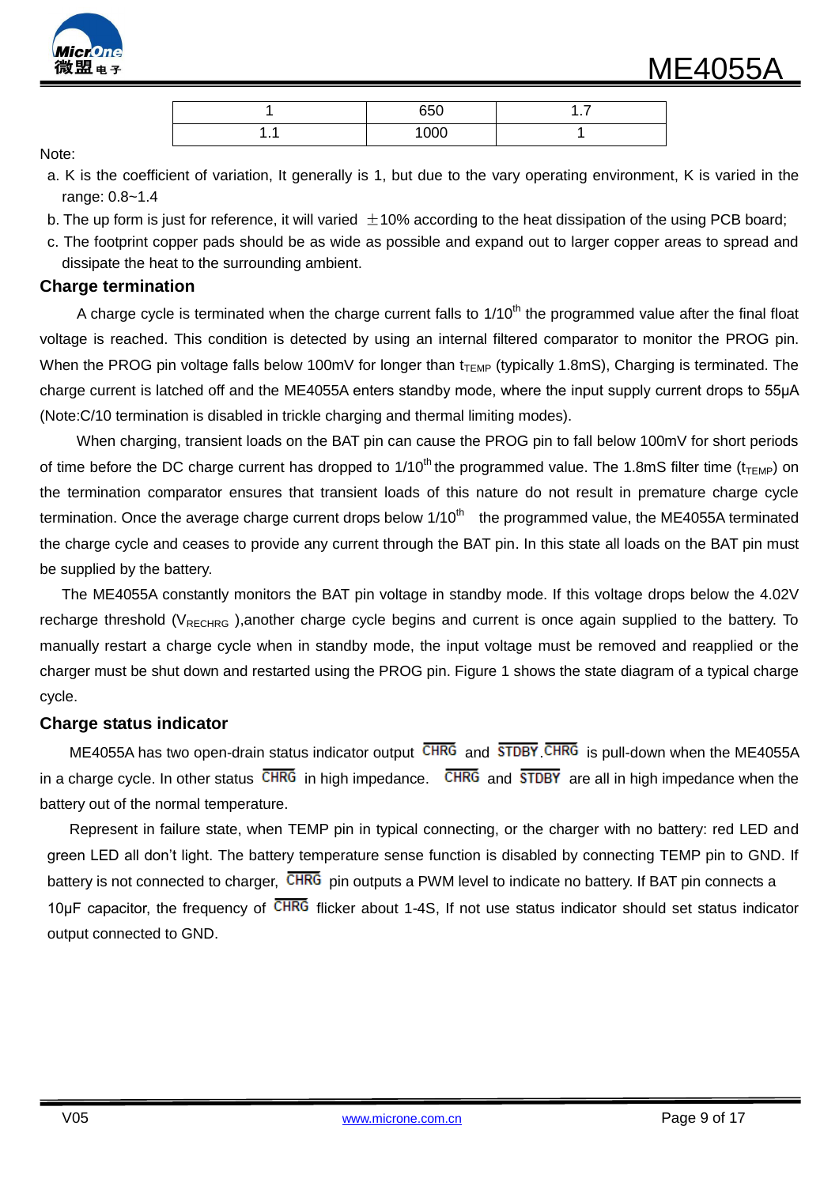| | | |
|---|---|---|
| 1 | 650 | 1.7 |
| 1.1 | 1000 | 1 |

Note:

a. K is the coefficient of variation, It generally is 1, but due to the vary operating environment, K is varied in the range: 0.8~1.4

b. The up form is just for reference, it will varied ±10% according to the heat dissipation of the using PCB board;

c. The footprint copper pads should be as wide as possible and expand out to larger copper areas to spread and dissipate the heat to the surrounding ambient.

## Charge termination

A charge cycle is terminated when the charge current falls to 1/10th the programmed value after the final float voltage is reached. This condition is detected by using an internal filtered comparator to monitor the PROG pin. When the PROG pin voltage falls below 100mV for longer than $t_{TEMP}$ (typically 1.8mS), Charging is terminated. The charge current is latched off and the ME4055A enters standby mode, where the input supply current drops to 55μA (Note:C/10 termination is disabled in trickle charging and thermal limiting modes).

When charging, transient loads on the BAT pin can cause the PROG pin to fall below 100mV for short periods of time before the DC charge current has dropped to 1/10th the programmed value. The 1.8mS filter time ($t_{TEMP}$) on the termination comparator ensures that transient loads of this nature do not result in premature charge cycle termination. Once the average charge current drops below 1/10th the programmed value, the ME4055A terminated the charge cycle and ceases to provide any current through the BAT pin. In this state all loads on the BAT pin must be supplied by the battery.

The ME4055A constantly monitors the BAT pin voltage in standby mode. If this voltage drops below the 4.02V recharge threshold ($V_{RECHRG}$ ),another charge cycle begins and current is once again supplied to the battery. To manually restart a charge cycle when in standby mode, the input voltage must be removed and reapplied or the charger must be shut down and restarted using the PROG pin. Figure 1 shows the state diagram of a typical charge cycle.

## Charge status indicator

ME4055A has two open-drain status indicator output $\overline{CHRG}$ and $\overline{STDBY}$.$\overline{CHRG}$ is pull-down when the ME4055A in a charge cycle. In other status $\overline{CHRG}$ in high impedance. $\overline{CHRG}$ and $\overline{STDBY}$ are all in high impedance when the battery out of the normal temperature.

Represent in failure state, when TEMP pin in typical connecting, or the charger with no battery: red LED and green LED all don't light. The battery temperature sense function is disabled by connecting TEMP pin to GND. If battery is not connected to charger, $\overline{CHRG}$ pin outputs a PWM level to indicate no battery. If BAT pin connects a 10μF capacitor, the frequency of $\overline{CHRG}$ flicker about 1-4S, If not use status indicator should set status indicator output connected to GND.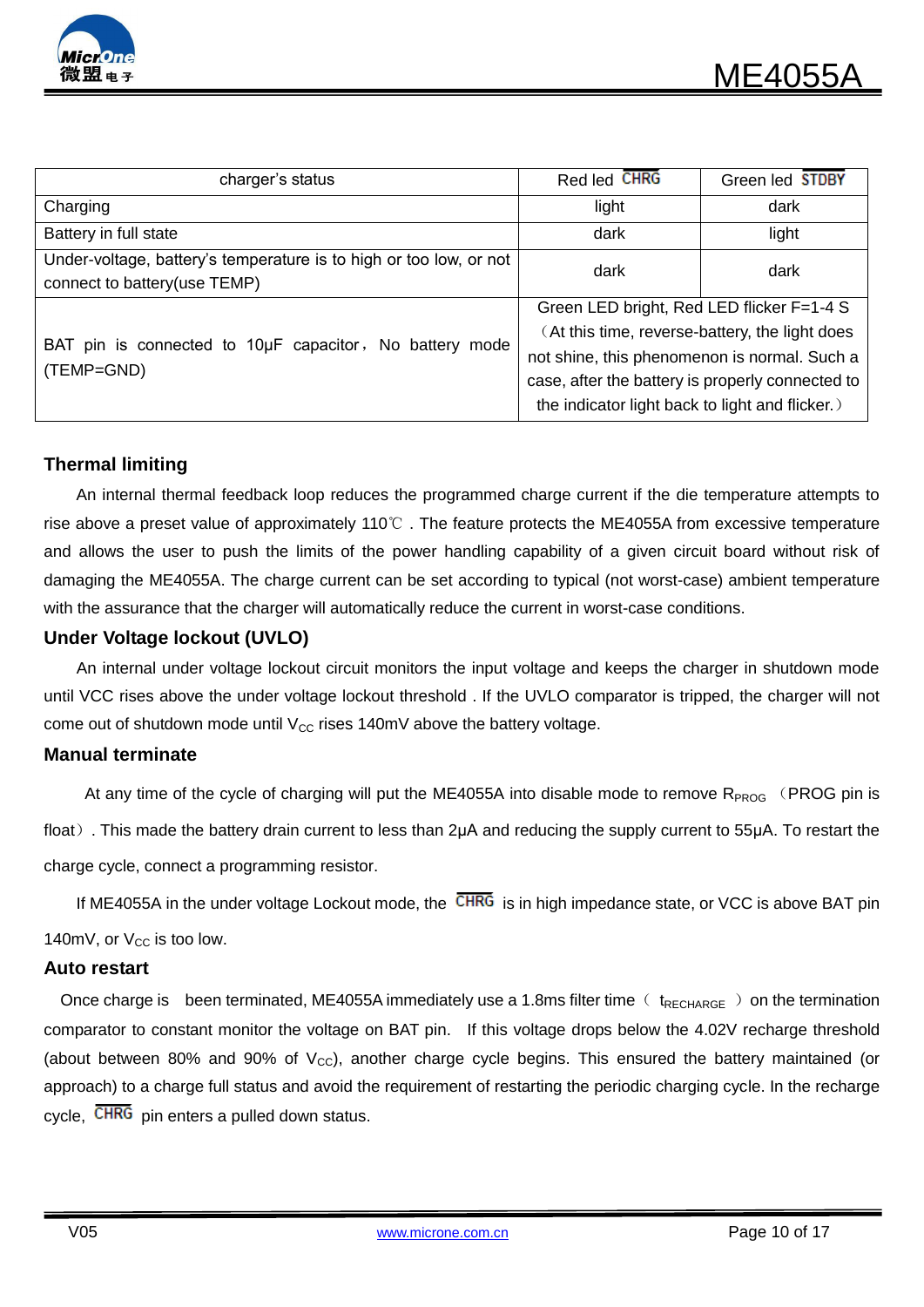| charger's status | Red led $\overline{CHRG}$ | Green led $\overline{STDBY}$ |
|---|---|---|
| Charging | light | dark |
| Battery in full state | dark | light |
| Under-voltage, battery's temperature is to high or too low, or not connect to battery(use TEMP) | dark | dark |
| BAT pin is connected to 10μF capacitor，No battery mode (TEMP=GND) | Green LED bright, Red LED flicker F=1-4 S（At this time, reverse-battery, the light does not shine, this phenomenon is normal. Such a case, after the battery is properly connected to the indicator light back to light and flicker.） | |

### Thermal limiting

An internal thermal feedback loop reduces the programmed charge current if the die temperature attempts to rise above a preset value of approximately 110℃ . The feature protects the ME4055A from excessive temperature and allows the user to push the limits of the power handling capability of a given circuit board without risk of damaging the ME4055A. The charge current can be set according to typical (not worst-case) ambient temperature with the assurance that the charger will automatically reduce the current in worst-case conditions.

### Under Voltage lockout (UVLO)

An internal under voltage lockout circuit monitors the input voltage and keeps the charger in shutdown mode until VCC rises above the under voltage lockout threshold . If the UVLO comparator is tripped, the charger will not come out of shutdown mode until $V_{CC}$ rises 140mV above the battery voltage.

### Manual terminate

At any time of the cycle of charging will put the ME4055A into disable mode to remove $R_{PROG}$ （PROG pin is float）. This made the battery drain current to less than 2μA and reducing the supply current to 55μA. To restart the charge cycle, connect a programming resistor.

If ME4055A in the under voltage Lockout mode, the $\overline{CHRG}$ is in high impedance state, or VCC is above BAT pin 140mV, or $V_{CC}$ is too low.

### Auto restart

Once charge is  been terminated, ME4055A immediately use a 1.8ms filter time（ $t_{RECHARGE}$ ）on the termination comparator to constant monitor the voltage on BAT pin.  If this voltage drops below the 4.02V recharge threshold (about between 80% and 90% of $V_{CC}$), another charge cycle begins. This ensured the battery maintained (or approach) to a charge full status and avoid the requirement of restarting the periodic charging cycle. In the recharge cycle, $\overline{CHRG}$ pin enters a pulled down status.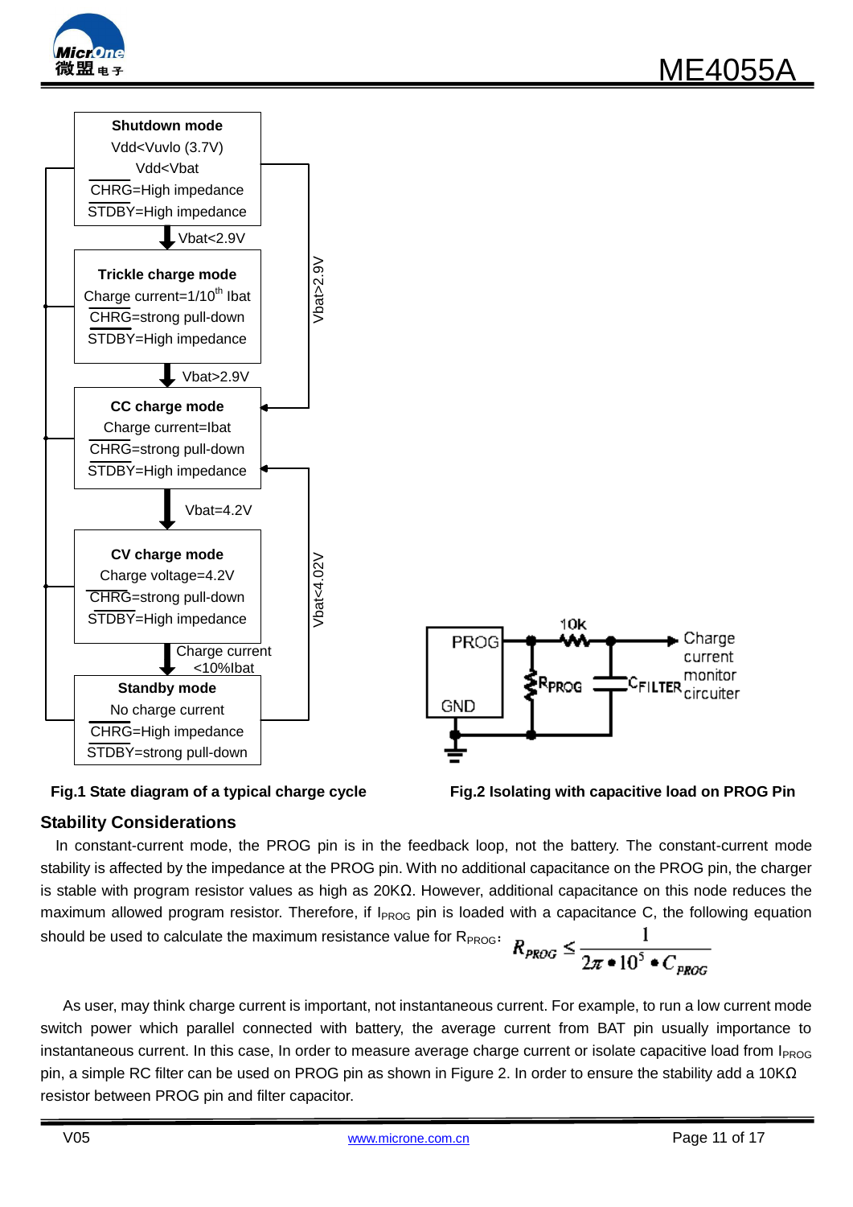**Shutdown mode**
Vdd<Vuvlo (3.7V)
Vdd<Vbat
$\overline{CHRG}$=High impedance
$\overline{STDBY}$=High impedance

Vbat<2.9V

**Trickle charge mode**
Charge current=1/10th Ibat
$\overline{CHRG}$=strong pull-down
$\overline{STDBY}$=High impedance

Vbat>2.9V

**CC charge mode**
Charge current=Ibat
$\overline{CHRG}$=strong pull-down
$\overline{STDBY}$=High impedance

Vbat=4.2V

**CV charge mode**
Charge voltage=4.2V
$\overline{CHRG}$=strong pull-down
$\overline{STDBY}$=High impedance

Charge current <10%Ibat

**Standby mode**
No charge current
$\overline{CHRG}$=High impedance
$\overline{STDBY}$=strong pull-down

Vbat>2.9V

Vbat<4.02V

**Fig.1 State diagram of a typical charge cycle**

PROG, GND, 10k, RPROG, CFILTER, Charge current monitor circuiter

**Fig.2 Isolating with capacitive load on PROG Pin**

## Stability Considerations

In constant-current mode, the PROG pin is in the feedback loop, not the battery. The constant-current mode stability is affected by the impedance at the PROG pin. With no additional capacitance on the PROG pin, the charger is stable with program resistor values as high as 20KΩ. However, additional capacitance on this node reduces the maximum allowed program resistor. Therefore, if $I_{PROG}$ pin is loaded with a capacitance C, the following equation should be used to calculate the maximum resistance value for $R_{PROG}$:

$$R_{PROG} \le \frac{1}{2\pi \bullet 10^5 \bullet C_{PROG}}$$

As user, may think charge current is important, not instantaneous current. For example, to run a low current mode switch power which parallel connected with battery, the average current from BAT pin usually importance to instantaneous current. In this case, In order to measure average charge current or isolate capacitive load from $I_{PROG}$ pin, a simple RC filter can be used on PROG pin as shown in Figure 2. In order to ensure the stability add a 10KΩ resistor between PROG pin and filter capacitor.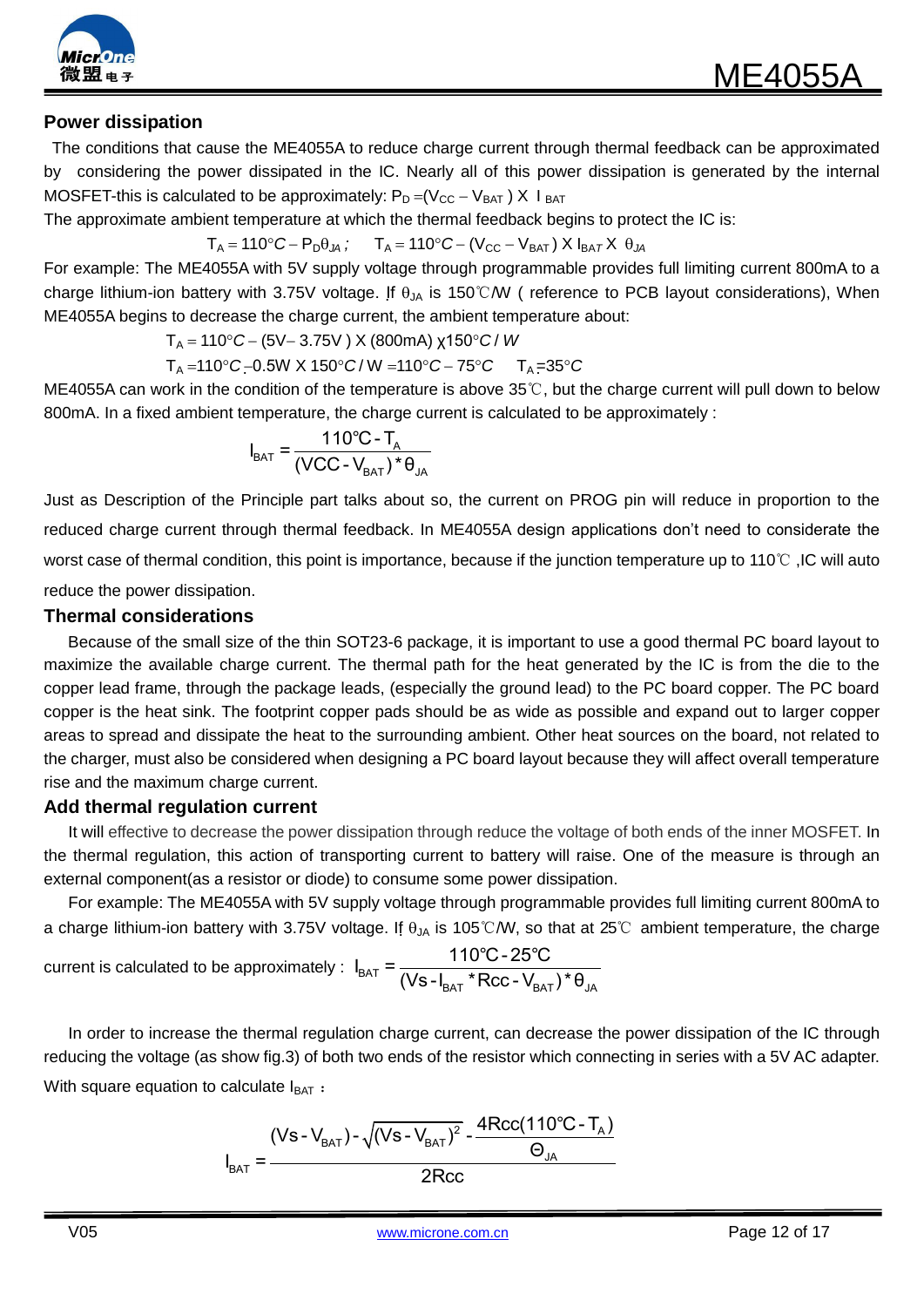## Power dissipation

The conditions that cause the ME4055A to reduce charge current through thermal feedback can be approximated by considering the power dissipated in the IC. Nearly all of this power dissipation is generated by the internal MOSFET-this is calculated to be approximately: $P_D = (V_{CC} - V_{BAT}) \times I_{BAT}$

The approximate ambient temperature at which the thermal feedback begins to protect the IC is:

$$T_A = 110°C - P_D\theta_{JA}; \quad T_A = 110°C - (V_{CC} - V_{BAT}) \times I_{BAT} \times \theta_{JA}$$

For example: The ME4055A with 5V supply voltage through programmable provides full limiting current 800mA to a charge lithium-ion battery with 3.75V voltage. If $\theta_{JA}$ is 150℃/W ( reference to PCB layout considerations), When ME4055A begins to decrease the charge current, the ambient temperature about:

$$T_A = 110°C - (5V - 3.75V) \times (800mA) \times 150°C/W$$

$$T_A = 110°C - 0.5W \times 150°C/W = 110°C - 75°C \quad T_A = 35°C$$

ME4055A can work in the condition of the temperature is above 35℃, but the charge current will pull down to below 800mA. In a fixed ambient temperature, the charge current is calculated to be approximately :

$$I_{BAT} = \frac{110℃ - T_A}{(VCC - V_{BAT}) * \theta_{JA}}$$

Just as Description of the Principle part talks about so, the current on PROG pin will reduce in proportion to the reduced charge current through thermal feedback. In ME4055A design applications don't need to considerate the worst case of thermal condition, this point is importance, because if the junction temperature up to 110℃ ,IC will auto reduce the power dissipation.

## Thermal considerations

Because of the small size of the thin SOT23-6 package, it is important to use a good thermal PC board layout to maximize the available charge current. The thermal path for the heat generated by the IC is from the die to the copper lead frame, through the package leads, (especially the ground lead) to the PC board copper. The PC board copper is the heat sink. The footprint copper pads should be as wide as possible and expand out to larger copper areas to spread and dissipate the heat to the surrounding ambient. Other heat sources on the board, not related to the charger, must also be considered when designing a PC board layout because they will affect overall temperature rise and the maximum charge current.

## Add thermal regulation current

It will effective to decrease the power dissipation through reduce the voltage of both ends of the inner MOSFET. In the thermal regulation, this action of transporting current to battery will raise. One of the measure is through an external component(as a resistor or diode) to consume some power dissipation.

For example: The ME4055A with 5V supply voltage through programmable provides full limiting current 800mA to a charge lithium-ion battery with 3.75V voltage. If $\theta_{JA}$ is 105℃/W, so that at 25℃ ambient temperature, the charge current is calculated to be approximately : $I_{BAT} = \frac{110℃ - 25℃}{(Vs - I_{BAT} * Rcc - V_{BAT}) * \theta_{JA}}$

In order to increase the thermal regulation charge current, can decrease the power dissipation of the IC through reducing the voltage (as show fig.3) of both two ends of the resistor which connecting in series with a 5V AC adapter. With square equation to calculate $I_{BAT}$ ：

$$I_{BAT} = \frac{(Vs - V_{BAT}) - \sqrt{(Vs - V_{BAT})^2 - \frac{4Rcc(110℃ - T_A)}{\Theta_{JA}}}}{2Rcc}$$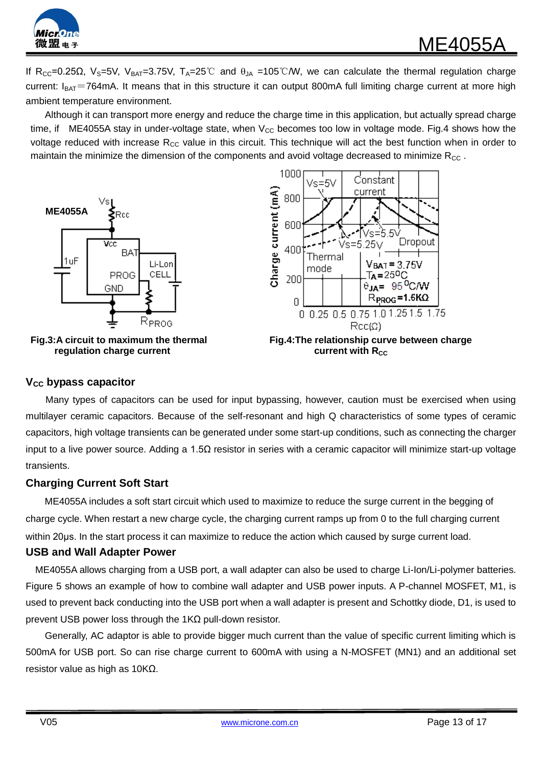If $R_{CC}$=0.25Ω, $V_S$=5V, $V_{BAT}$=3.75V, $T_A$=25℃ and $\theta_{JA}$ =105℃/W, we can calculate the thermal regulation charge current: $I_{BAT}$=764mA. It means that in this structure it can output 800mA full limiting charge current at more high ambient temperature environment.

Although it can transport more energy and reduce the charge time in this application, but actually spread charge time, if ME4055A stay in under-voltage state, when $V_{CC}$ becomes too low in voltage mode. Fig.4 shows how the voltage reduced with increase $R_{CC}$ value in this circuit. This technique will act the best function when in order to maintain the minimize the dimension of the components and avoid voltage decreased to minimize $R_{CC}$ .

**Fig.3:A circuit to maximum the thermal regulation charge current**

**Fig.4:The relationship curve between charge current with $R_{CC}$**

## $V_{CC}$ bypass capacitor

Many types of capacitors can be used for input bypassing, however, caution must be exercised when using multilayer ceramic capacitors. Because of the self-resonant and high Q characteristics of some types of ceramic capacitors, high voltage transients can be generated under some start-up conditions, such as connecting the charger input to a live power source. Adding a 1.5Ω resistor in series with a ceramic capacitor will minimize start-up voltage transients.

## Charging Current Soft Start

ME4055A includes a soft start circuit which used to maximize to reduce the surge current in the begging of charge cycle. When restart a new charge cycle, the charging current ramps up from 0 to the full charging current within 20μs. In the start process it can maximize to reduce the action which caused by surge current load.

## USB and Wall Adapter Power

ME4055A allows charging from a USB port, a wall adapter can also be used to charge Li-Ion/Li-polymer batteries. Figure 5 shows an example of how to combine wall adapter and USB power inputs. A P-channel MOSFET, M1, is used to prevent back conducting into the USB port when a wall adapter is present and Schottky diode, D1, is used to prevent USB power loss through the 1KΩ pull-down resistor.

Generally, AC adaptor is able to provide bigger much current than the value of specific current limiting which is 500mA for USB port. So can rise charge current to 600mA with using a N-MOSFET (MN1) and an additional set resistor value as high as 10KΩ.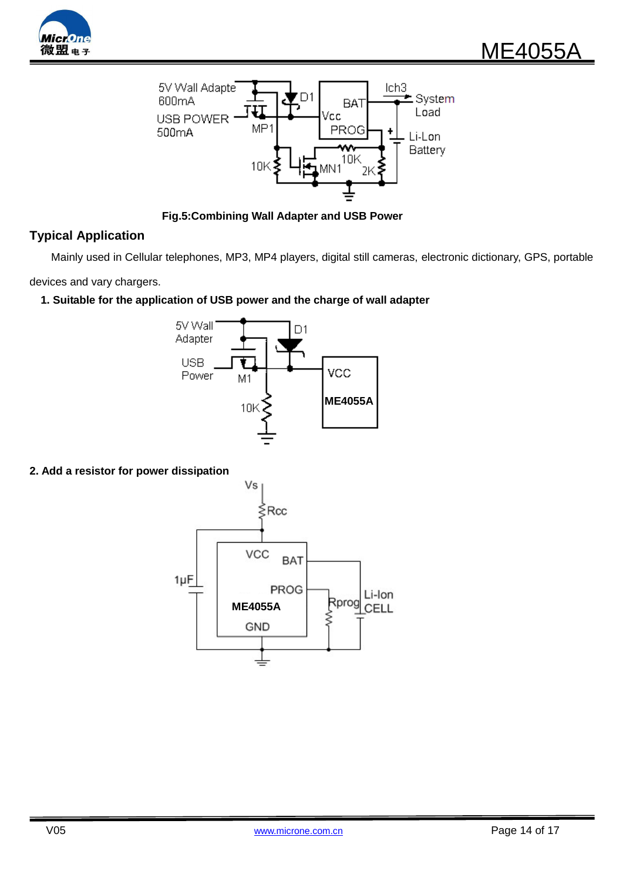Fig.5:Combining Wall Adapter and USB Power

## Typical Application

Mainly used in Cellular telephones, MP3, MP4 players, digital still cameras, electronic dictionary, GPS, portable devices and vary chargers.

**1. Suitable for the application of USB power and the charge of wall adapter**

**2. Add a resistor for power dissipation**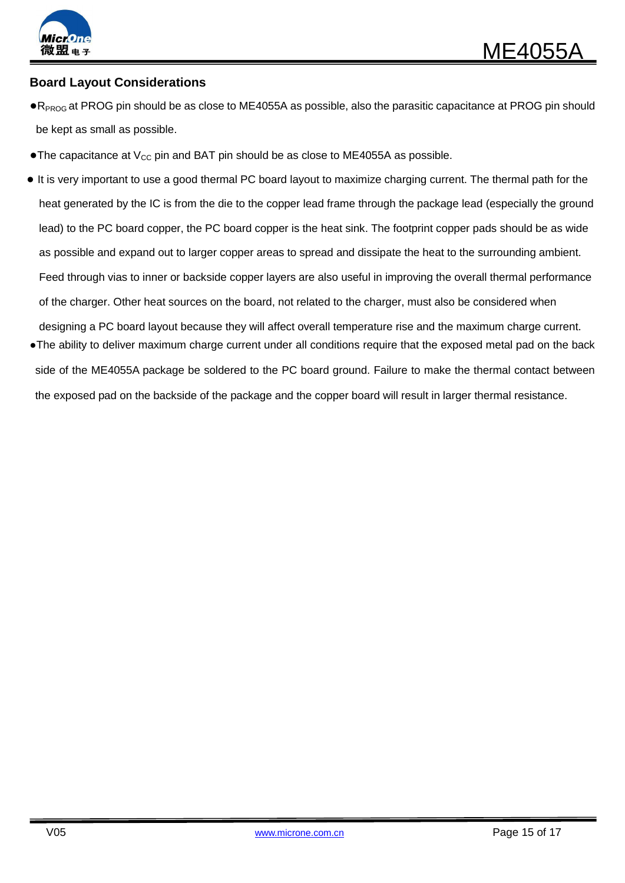## Board Layout Considerations

- $R_{PROG}$ at PROG pin should be as close to ME4055A as possible, also the parasitic capacitance at PROG pin should be kept as small as possible.
- The capacitance at $V_{CC}$ pin and BAT pin should be as close to ME4055A as possible.
- It is very important to use a good thermal PC board layout to maximize charging current. The thermal path for the heat generated by the IC is from the die to the copper lead frame through the package lead (especially the ground lead) to the PC board copper, the PC board copper is the heat sink. The footprint copper pads should be as wide as possible and expand out to larger copper areas to spread and dissipate the heat to the surrounding ambient. Feed through vias to inner or backside copper layers are also useful in improving the overall thermal performance of the charger. Other heat sources on the board, not related to the charger, must also be considered when designing a PC board layout because they will affect overall temperature rise and the maximum charge current.
- The ability to deliver maximum charge current under all conditions require that the exposed metal pad on the back side of the ME4055A package be soldered to the PC board ground. Failure to make the thermal contact between the exposed pad on the backside of the package and the copper board will result in larger thermal resistance.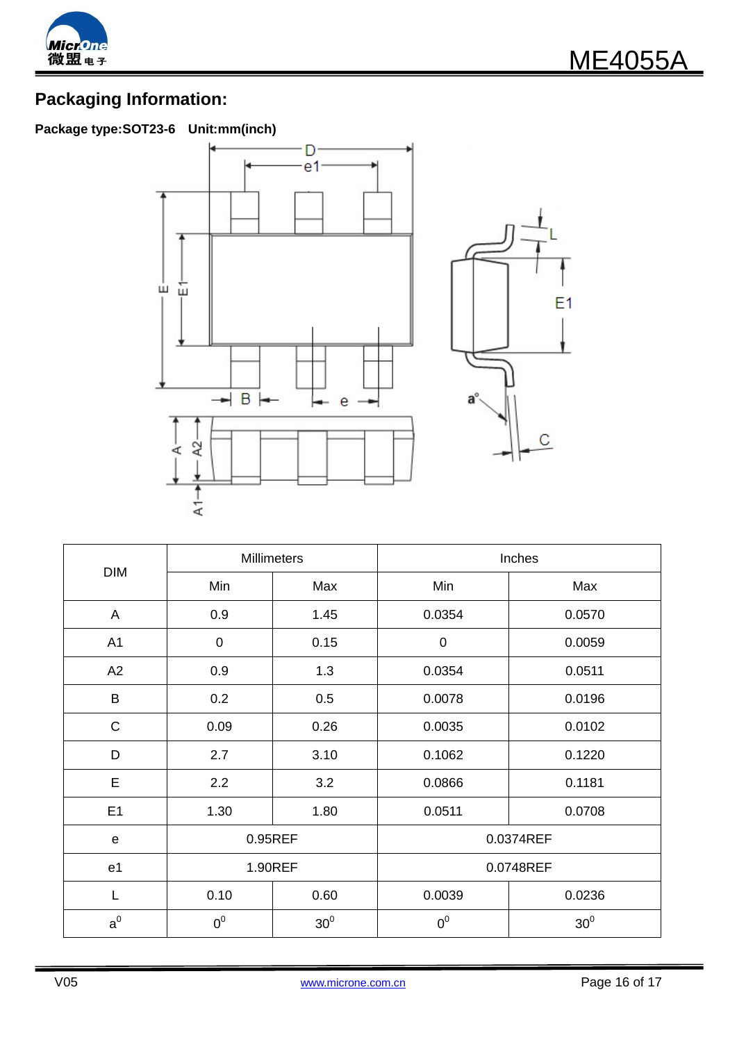## Packaging Information:

**Package type:SOT23-6 Unit:mm(inch)**

| DIM | Millimeters | | Inches | |
|---|---|---|---|---|
| | Min | Max | Min | Max |
| A | 0.9 | 1.45 | 0.0354 | 0.0570 |
| A1 | 0 | 0.15 | 0 | 0.0059 |
| A2 | 0.9 | 1.3 | 0.0354 | 0.0511 |
| B | 0.2 | 0.5 | 0.0078 | 0.0196 |
| C | 0.09 | 0.26 | 0.0035 | 0.0102 |
| D | 2.7 | 3.10 | 0.1062 | 0.1220 |
| E | 2.2 | 3.2 | 0.0866 | 0.1181 |
| E1 | 1.30 | 1.80 | 0.0511 | 0.0708 |
| e | 0.95REF | | 0.0374REF | |
| e1 | 1.90REF | | 0.0748REF | |
| L | 0.10 | 0.60 | 0.0039 | 0.0236 |
| $a^0$ | $0^0$ | $30^0$ | $0^0$ | $30^0$ |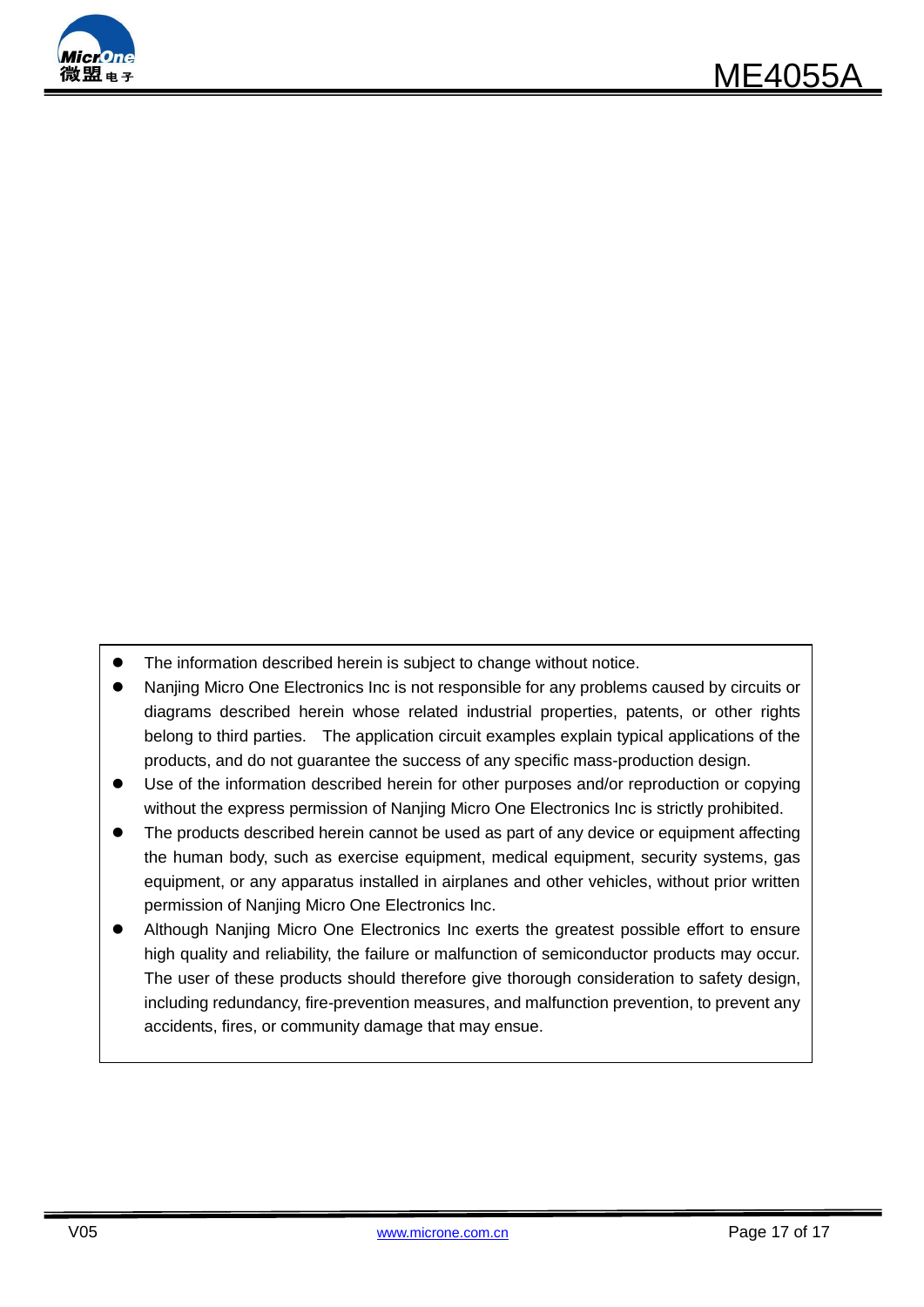- The information described herein is subject to change without notice.
- Nanjing Micro One Electronics Inc is not responsible for any problems caused by circuits or diagrams described herein whose related industrial properties, patents, or other rights belong to third parties. The application circuit examples explain typical applications of the products, and do not guarantee the success of any specific mass-production design.
- Use of the information described herein for other purposes and/or reproduction or copying without the express permission of Nanjing Micro One Electronics Inc is strictly prohibited.
- The products described herein cannot be used as part of any device or equipment affecting the human body, such as exercise equipment, medical equipment, security systems, gas equipment, or any apparatus installed in airplanes and other vehicles, without prior written permission of Nanjing Micro One Electronics Inc.
- Although Nanjing Micro One Electronics Inc exerts the greatest possible effort to ensure high quality and reliability, the failure or malfunction of semiconductor products may occur. The user of these products should therefore give thorough consideration to safety design, including redundancy, fire-prevention measures, and malfunction prevention, to prevent any accidents, fires, or community damage that may ensue.